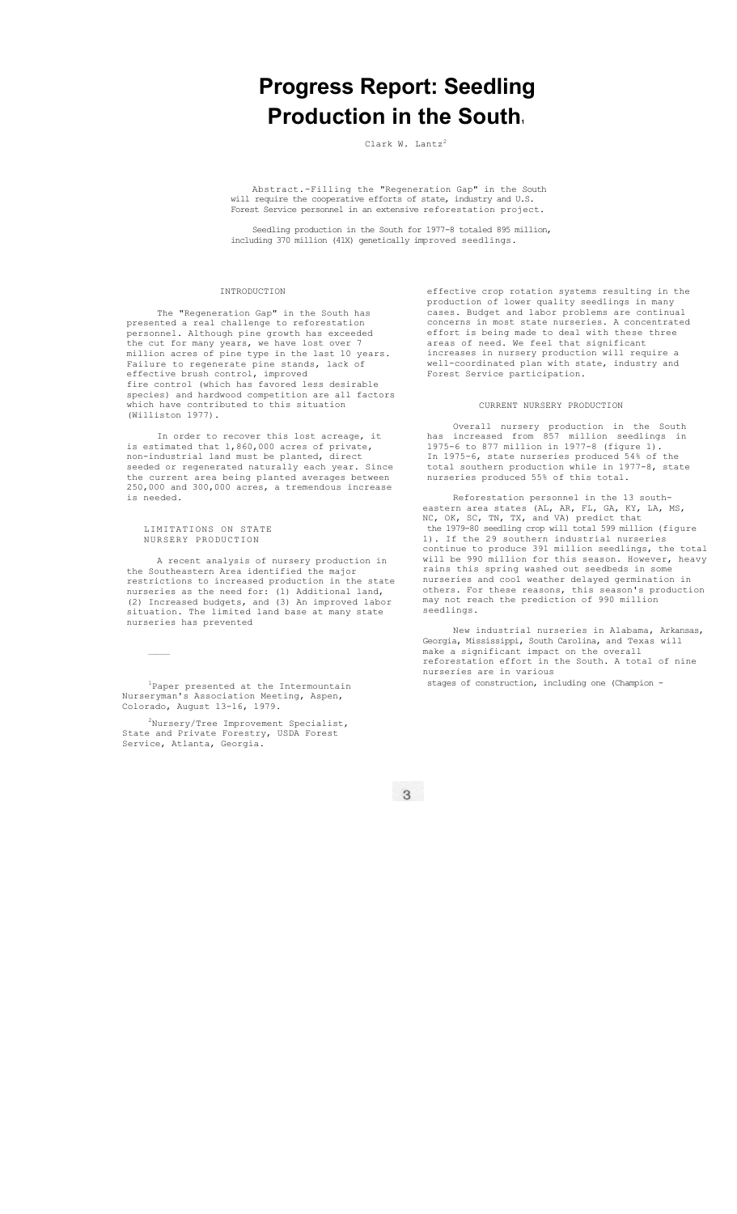# Progress Report: Seedling Production in the South[1]

Clark W. Lantz[2]

Abstract.-Filling the "Regeneration Gap" in the South will require the cooperative efforts of state, industry and U.S. Forest Service personnel in an extensive reforestation project.

Seedling production in the South for 1977-8 totaled 895 million, including 370 million (41%) genetically improved seedlings.

## INTRODUCTION

The "Regeneration Gap" in the South has presented a real challenge to reforestation personnel. Although pine growth has exceeded the cut for many years, we have lost over 7 million acres of pine type in the last 10 years. Failure to regenerate pine stands, lack of effective brush control, improved fire control (which has favored less desirable species) and hardwood competition are all factors which have contributed to this situation (Williston 1977).

In order to recover this lost acreage, it is estimated that 1,860,000 acres of private, non-industrial land must be planted, direct seeded or regenerated naturally each year. Since the current area being planted averages between 250,000 and 300,000 acres, a tremendous increase is needed.

## LIMITATIONS ON STATE NURSERY PRODUCTION

A recent analysis of nursery production in the Southeastern Area identified the major restrictions to increased production in the state nurseries as the need for: (1) Additional land, (2) Increased budgets, and (3) An improved labor situation. The limited land base at many state nurseries has prevented effective crop rotation systems resulting in the production of lower quality seedlings in many cases. Budget and labor problems are continual concerns in most state nurseries. A concentrated effort is being made to deal with these three areas of need. We feel that significant increases in nursery production will require a well-coordinated plan with state, industry and Forest Service participation.

## CURRENT NURSERY PRODUCTION

Overall nursery production in the South has increased from 857 million seedlings in 1975-6 to 877 million in 1977-8 (figure 1). In 1975-6, state nurseries produced 54% of the total southern production while in 1977-8, state nurseries produced 55% of this total.

Reforestation personnel in the 13 southeastern area states (AL, AR, FL, GA, KY, LA, MS, NC, OK, SC, TN, TX, and VA) predict that the 1979-80 seedling crop will total 599 million (figure 1). If the 29 southern industrial nurseries continue to produce 391 million seedlings, the total will be 990 million for this season. However, heavy rains this spring washed out seedbeds in some nurseries and cool weather delayed germination in others. For these reasons, this season's production may not reach the prediction of 990 million seedlings.

New industrial nurseries in Alabama, Arkansas, Georgia, Mississippi, South Carolina, and Texas will make a significant impact on the overall reforestation effort in the South. A total of nine nurseries are in various stages of construction, including one (Champion -

---

[1]Paper presented at the Intermountain Nurseryman's Association Meeting, Aspen, Colorado, August 13-16, 1979.

[2]Nursery/Tree Improvement Specialist, State and Private Forestry, USDA Forest Service, Atlanta, Georgia.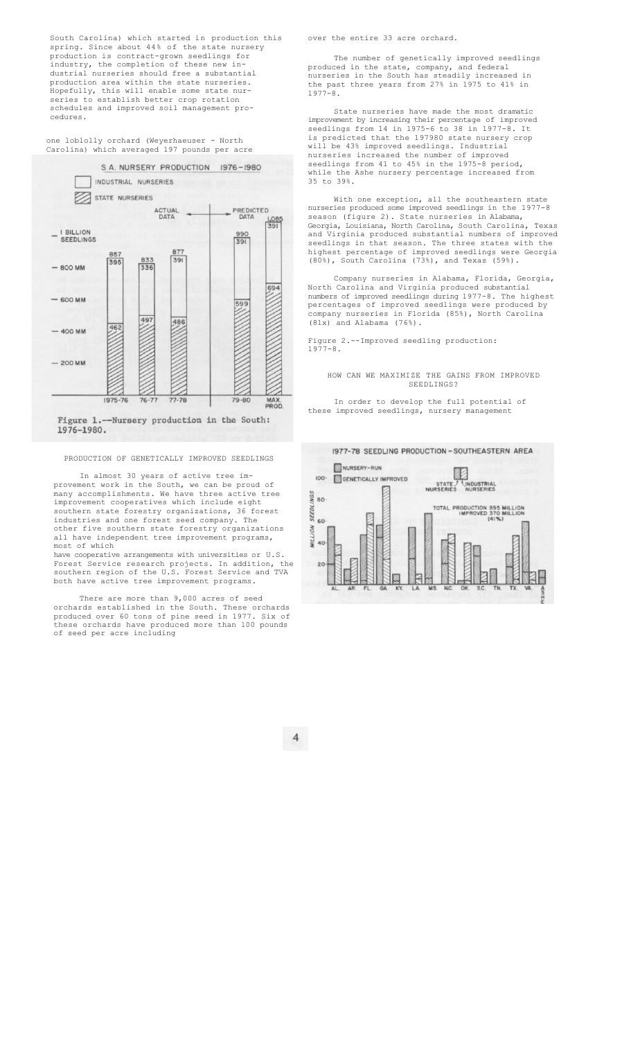South Carolina) which started in production this spring. Since about 44% of the state nursery production is contract-grown seedlings for industry, the completion of these new industrial nurseries should free a substantial production area within the state nurseries. Hopefully, this will enable some state nurseries to establish better crop rotation schedules and improved soil management procedures.

Figure 1.--Nursery production in the South: 1976-1980.

## PRODUCTION OF GENETICALLY IMPROVED SEEDLINGS

In almost 30 years of active tree improvement work in the South, we can be proud of many accomplishments. We have three active tree improvement cooperatives which include eight southern state forestry organizations, 36 forest industries and one forest seed company. The other five southern state forestry organizations all have independent tree improvement programs, most of which have cooperative arrangements with universities or U.S. Forest Service research projects. In addition, the southern region of the U.S. Forest Service and TVA both have active tree improvement programs.

There are more than 9,000 acres of seed orchards established in the South. These orchards produced over 60 tons of pine seed in 1977. Six of these orchards have produced more than 100 pounds of seed per acre including one loblolly orchard (Weyerhaeuser - North Carolina) which averaged 197 pounds per acre over the entire 33 acre orchard.

The number of genetically improved seedlings produced in the state, company, and federal nurseries in the South has steadily increased in the past three years from 27% in 1975 to 41% in 1977-8.

State nurseries have made the most dramatic improvement by increasing their percentage of improved seedlings from 14 in 1975-6 to 38 in 1977-8. It is predicted that the 197980 state nursery crop will be 43% improved seedlings. Industrial nurseries increased the number of improved seedlings from 41 to 45% in the 1975-8 period, while the Ashe nursery percentage increased from 35 to 39%.

With one exception, all the southeastern state nurseries produced some improved seedlings in the 1977-8 season (figure 2). State nurseries in Alabama, Georgia, Louisiana, North Carolina, South Carolina, Texas and Virginia produced substantial numbers of improved seedlings in that season. The three states with the highest percentage of improved seedlings were Georgia (80%), South Carolina (73%), and Texas (59%).

Company nurseries in Alabama, Florida, Georgia, North Carolina and Virginia produced substantial numbers of improved seedlings during 1977-8. The highest percentages of improved seedlings were produced by company nurseries in Florida (85%), North Carolina (81x) and Alabama (76%).

Figure 2.--Improved seedling production: 1977-8.

## HOW CAN WE MAXIMIZE THE GAINS FROM IMPROVED SEEDLINGS?

In order to develop the full potential of these improved seedlings, nursery management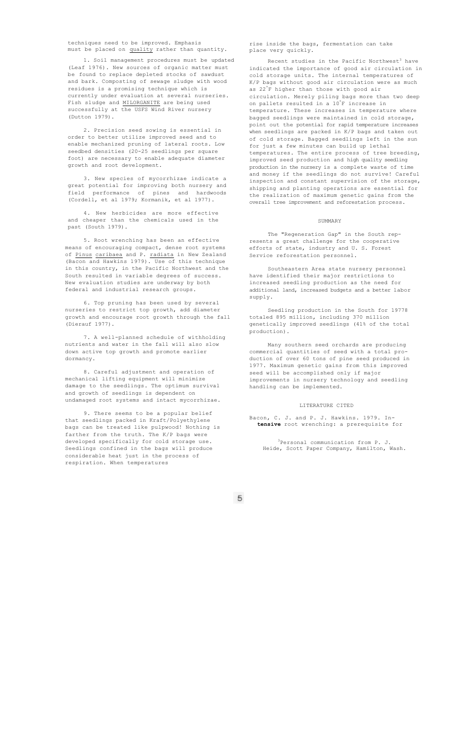techniques need to be improved. Emphasis must be placed on quality rather than quantity.

1. Soil management procedures must be updated (Leaf 1976). New sources of organic matter must be found to replace depleted stocks of sawdust and bark. Composting of sewage sludge with wood residues is a promising technique which is currently under evaluation at several nurseries. Fish sludge and MILORGANITE are being used successfully at the USFS Wind River nursery (Dutton 1979).

2. Precision seed sowing is essential in order to better utilize improved seed and to enable mechanized pruning of lateral roots. Low seedbed densities (20-25 seedlings per square foot) are necessary to enable adequate diameter growth and root development.

3. New species of mycorrhizae indicate a great potential for improving both nursery and field performance of pines and hardwoods (Cordell, et al 1979; Kormanik, et al 1977).

4. New herbicides are more effective and cheaper than the chemicals used in the past (South 1979).

5. Root wrenching has been an effective means of encouraging compact, dense root systems of *Pinus caribaea* and *P. radiata* in New Zealand (Bacon and Hawkins 1979). Use of this technique in this country, in the Pacific Northwest and the South resulted in variable degrees of success. New evaluation studies are underway by both federal and industrial research groups.

6. Top pruning has been used by several nurseries to restrict top growth, add diameter growth and encourage root growth through the fall (Dierauf 1977).

7. A well-planned schedule of withholding nutrients and water in the fall will also slow down active top growth and promote earlier dormancy.

8. Careful adjustment and operation of mechanical lifting equipment will minimize damage to the seedlings. The optimum survival and growth of seedlings is dependent on undamaged root systems and intact mycorrhizae.

9. There seems to be a popular belief that seedlings packed in Kraft/Polyethylene bags can be treated like pulpwood! Nothing is farther from the truth. The K/P bags were developed specifically for cold storage use. Seedlings confined in the bags will produce considerable heat just in the process of respiration. When temperatures rise inside the bags, fermentation can take place very quickly.

Recent studies in the Pacific Northwest[3] have indicated the importance of good air circulation in cold storage units. The internal temperatures of K/P bags without good air circulation were as much as 22°F higher than those with good air circulation. Merely piling bags more than two deep on pallets resulted in a 10°F increase in temperature. These increases in temperature where bagged seedlings were maintained in cold storage, point out the potential for rapid temperature increases when seedlings are packed in K/P bags and taken out of cold storage. Bagged seedlings left in the sun for just a few minutes can build up lethal temperatures. The entire process of tree breeding, improved seed production and high quality seedling production in the nursery is a complete waste of time and money if the seedlings do not survive! Careful inspection and constant supervision of the storage, shipping and planting operations are essential for the realization of maximum genetic gains from the overall tree improvement and reforestation process.

## SUMMARY

The "Regeneration Gap" in the South represents a great challenge for the cooperative efforts of state, industry and U. S. Forest Service reforestation personnel.

Southeastern Area state nursery personnel have identified their major restrictions to increased seedling production as the need for additional land, increased budgets and a better labor supply.

Seedling production in the South for 19778 totaled 895 million, including 370 million genetically improved seedlings (41% of the total production).

Many southern seed orchards are producing commercial quantities of seed with a total production of over 60 tons of pine seed produced in 1977. Maximum genetic gains from this improved seed will be accomplished only if major improvements in nursery technology and seedling handling can be implemented.

## LITERATURE CITED

Bacon, C. J. and P. J. Hawkins. 1979. Intensive root wrenching: a prerequisite for

[3]Personal communication from P. J. Heide, Scott Paper Company, Hamilton, Wash.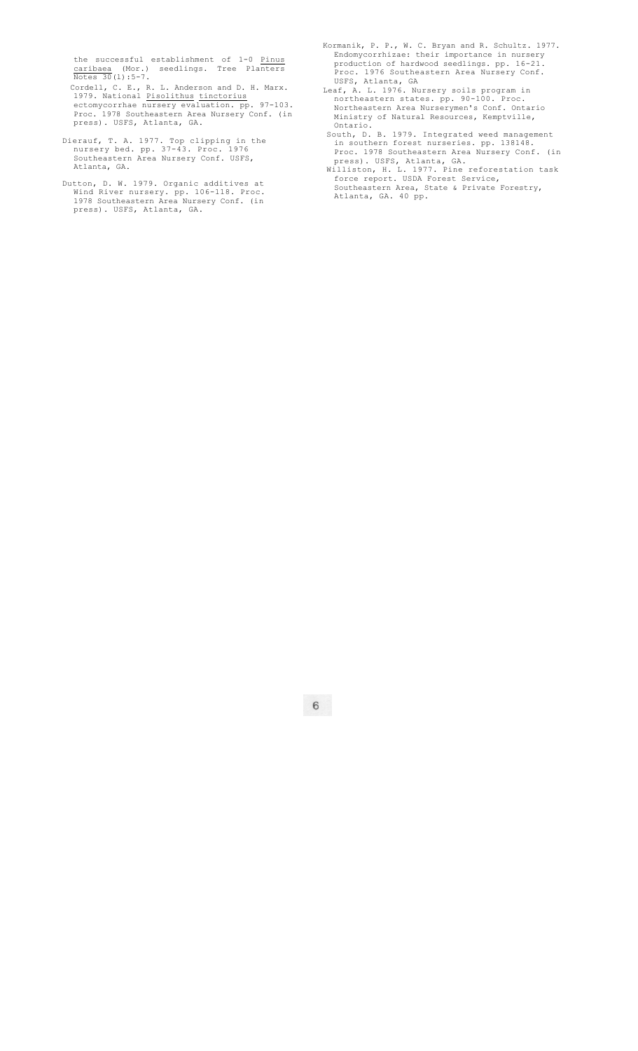the successful establishment of 1-0 _Pinus caribaea_ (Mor.) seedlings. Tree Planters Notes 30(1):5-7.

Cordell, C. E., R. L. Anderson and D. H. Marx. 1979. National _Pisolithus tinctorius_ ectomycorrhae nursery evaluation. pp. 97-103. Proc. 1978 Southeastern Area Nursery Conf. (in press). USFS, Atlanta, GA.

Dierauf, T. A. 1977. Top clipping in the nursery bed. pp. 37-43. Proc. 1976 Southeastern Area Nursery Conf. USFS, Atlanta, GA.

Dutton, D. W. 1979. Organic additives at Wind River nursery. pp. 106-118. Proc. 1978 Southeastern Area Nursery Conf. (in press). USFS, Atlanta, GA.

Kormanik, P. P., W. C. Bryan and R. Schultz. 1977. Endomycorrhizae: their importance in nursery production of hardwood seedlings. pp. 16-21. Proc. 1976 Southeastern Area Nursery Conf. USFS, Atlanta, GA

Leaf, A. L. 1976. Nursery soils program in northeastern states. pp. 90-100. Proc. Northeastern Area Nurserymen's Conf. Ontario Ministry of Natural Resources, Kemptville, Ontario.

South, D. B. 1979. Integrated weed management in southern forest nurseries. pp. 138148. Proc. 1978 Southeastern Area Nursery Conf. (in press). USFS, Atlanta, GA.

Williston, H. L. 1977. Pine reforestation task force report. USDA Forest Service, Southeastern Area, State & Private Forestry, Atlanta, GA. 40 pp.